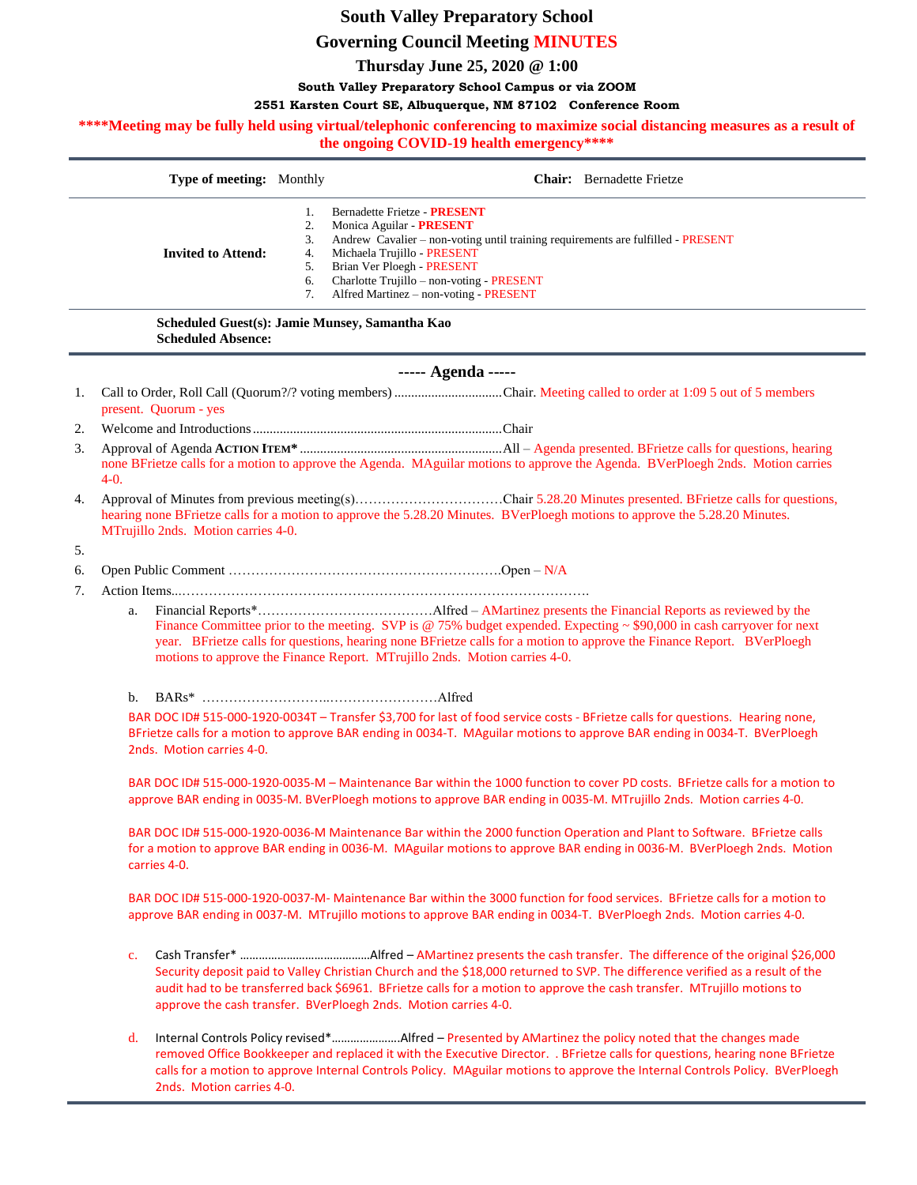# South Valley Preparatory School

## Governing Council Meeting MINUTES

### Thursday June 25, 2020 @ 1:00

**South Valley Preparatory School Campus or via ZOOM**

**2551 Karsten Court SE, Albuquerque, NM 87102 Conference Room**

**\*\*\*\*Meeting may be fully held using virtual/telephonic conferencing to maximize social distancing measures as a result of the ongoing COVID-19 health emergency\*\*\*\***

**Type of meeting:** Monthly **Chair:** Bernadette Frietze

**Invited to Attend:**

1. Bernadette Frietze - **PRESENT**
2. Monica Aguilar - **PRESENT**
3. Andrew Cavalier – non-voting until training requirements are fulfilled - PRESENT
4. Michaela Trujillo - PRESENT
5. Brian Ver Ploegh - PRESENT
6. Charlotte Trujillo – non-voting - PRESENT
7. Alfred Martinez – non-voting - PRESENT

**Scheduled Guest(s): Jamie Munsey, Samantha Kao**
**Scheduled Absence:**

## ----- Agenda -----

1. Call to Order, Roll Call (Quorum?/? voting members) ................................Chair. Meeting called to order at 1:09 5 out of 5 members present. Quorum - yes
2. Welcome and Introductions .........................................................................Chair
3. Approval of Agenda **ACTION ITEM\*** ...........................................................All – Agenda presented. BFrietze calls for questions, hearing none BFrietze calls for a motion to approve the Agenda. MAguilar motions to approve the Agenda. BVerPloegh 2nds. Motion carries 4-0.
4. Approval of Minutes from previous meeting(s)……………………………Chair 5.28.20 Minutes presented. BFrietze calls for questions, hearing none BFrietze calls for a motion to approve the 5.28.20 Minutes. BVerPloegh motions to approve the 5.28.20 Minutes. MTrujillo 2nds. Motion carries 4-0.
5. 
6. Open Public Comment …………………………………………………….Open – N/A
7. Action Items...……………………………………………………………………………….
   a. Financial Reports\*…………………………………Alfred – AMartinez presents the Financial Reports as reviewed by the Finance Committee prior to the meeting. SVP is @ 75% budget expended. Expecting ~ $90,000 in cash carryover for next year. BFrietze calls for questions, hearing none BFrietze calls for a motion to approve the Finance Report. BVerPloegh motions to approve the Finance Report. MTrujillo 2nds. Motion carries 4-0.

   b. BARs\* ………………………..……………………Alfred

   BAR DOC ID# 515-000-1920-0034T – Transfer $3,700 for last of food service costs - BFrietze calls for questions. Hearing none, BFrietze calls for a motion to approve BAR ending in 0034-T. MAguilar motions to approve BAR ending in 0034-T. BVerPloegh 2nds. Motion carries 4-0.

   BAR DOC ID# 515-000-1920-0035-M – Maintenance Bar within the 1000 function to cover PD costs. BFrietze calls for a motion to approve BAR ending in 0035-M. BVerPloegh motions to approve BAR ending in 0035-M. MTrujillo 2nds. Motion carries 4-0.

   BAR DOC ID# 515-000-1920-0036-M Maintenance Bar within the 2000 function Operation and Plant to Software. BFrietze calls for a motion to approve BAR ending in 0036-M. MAguilar motions to approve BAR ending in 0036-M. BVerPloegh 2nds. Motion carries 4-0.

   BAR DOC ID# 515-000-1920-0037-M- Maintenance Bar within the 3000 function for food services. BFrietze calls for a motion to approve BAR ending in 0037-M. MTrujillo motions to approve BAR ending in 0034-T. BVerPloegh 2nds. Motion carries 4-0.

   c. Cash Transfer\* ……………………………………Alfred – AMartinez presents the cash transfer. The difference of the original $26,000 Security deposit paid to Valley Christian Church and the $18,000 returned to SVP. The difference verified as a result of the audit had to be transferred back $6961. BFrietze calls for a motion to approve the cash transfer. MTrujillo motions to approve the cash transfer. BVerPloegh 2nds. Motion carries 4-0.

   d. Internal Controls Policy revised\*………………….Alfred – Presented by AMartinez the policy noted that the changes made removed Office Bookkeeper and replaced it with the Executive Director. . BFrietze calls for questions, hearing none BFrietze calls for a motion to approve Internal Controls Policy. MAguilar motions to approve the Internal Controls Policy. BVerPloegh 2nds. Motion carries 4-0.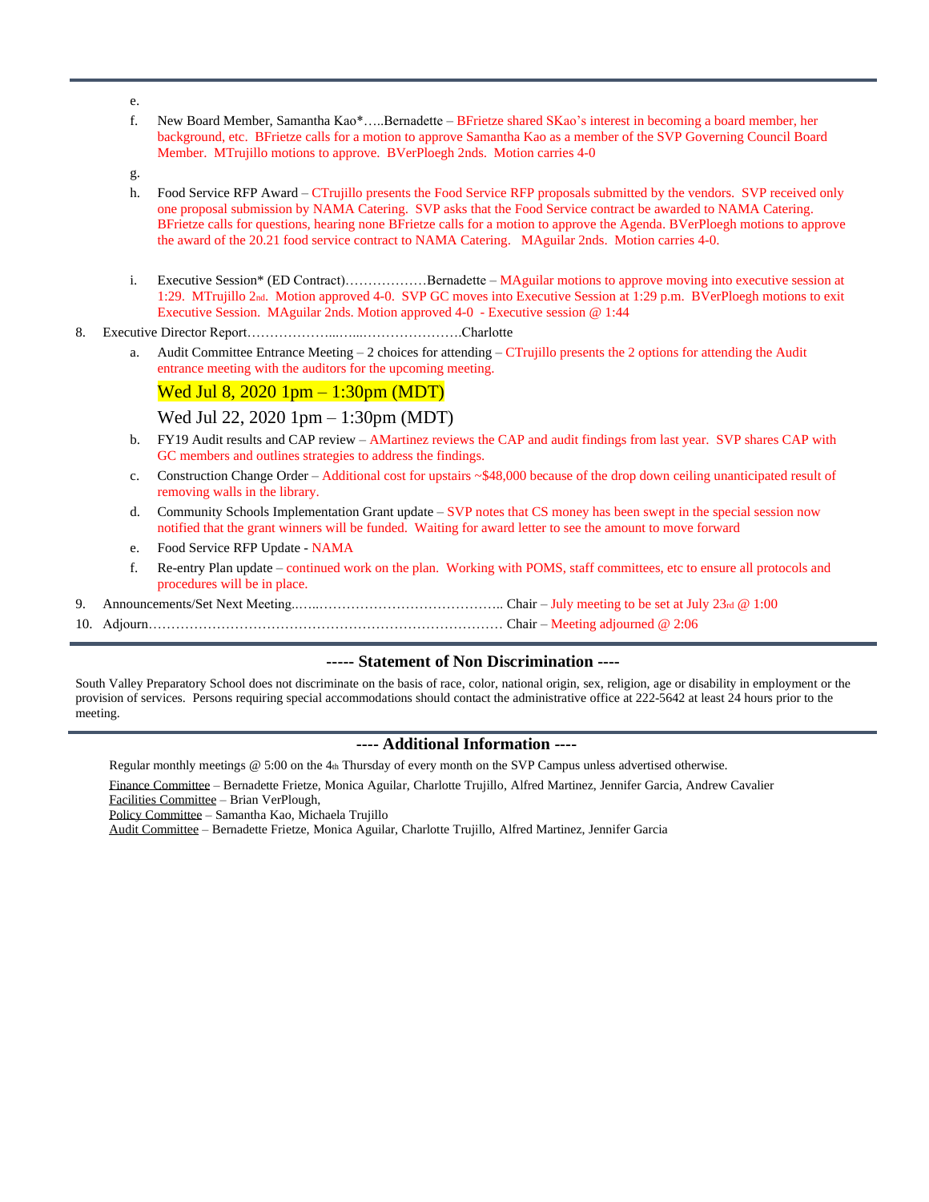e.

f. New Board Member, Samantha Kao*…..Bernadette – BFrietze shared SKao's interest in becoming a board member, her background, etc. BFrietze calls for a motion to approve Samantha Kao as a member of the SVP Governing Council Board Member. MTrujillo motions to approve. BVerPloegh 2nds. Motion carries 4-0

g.

h. Food Service RFP Award – CTrujillo presents the Food Service RFP proposals submitted by the vendors. SVP received only one proposal submission by NAMA Catering. SVP asks that the Food Service contract be awarded to NAMA Catering. BFrietze calls for questions, hearing none BFrietze calls for a motion to approve the Agenda. BVerPloegh motions to approve the award of the 20.21 food service contract to NAMA Catering. MAguilar 2nds. Motion carries 4-0.

i. Executive Session* (ED Contract)………………Bernadette – MAguilar motions to approve moving into executive session at 1:29. MTrujillo 2nd. Motion approved 4-0. SVP GC moves into Executive Session at 1:29 p.m. BVerPloegh motions to exit Executive Session. MAguilar 2nds. Motion approved 4-0 - Executive session @ 1:44

8. Executive Director Report………………..…...…………………Charlotte
   a. Audit Committee Entrance Meeting – 2 choices for attending – CTrujillo presents the 2 options for attending the Audit entrance meeting with the auditors for the upcoming meeting.

      Wed Jul 8, 2020 1pm – 1:30pm (MDT)

      Wed Jul 22, 2020 1pm – 1:30pm (MDT)
   b. FY19 Audit results and CAP review – AMartinez reviews the CAP and audit findings from last year. SVP shares CAP with GC members and outlines strategies to address the findings.
   c. Construction Change Order – Additional cost for upstairs ~$48,000 because of the drop down ceiling unanticipated result of removing walls in the library.
   d. Community Schools Implementation Grant update – SVP notes that CS money has been swept in the special session now notified that the grant winners will be funded. Waiting for award letter to see the amount to move forward
   e. Food Service RFP Update - NAMA
   f. Re-entry Plan update – continued work on the plan. Working with POMS, staff committees, etc to ensure all protocols and procedures will be in place.
9. Announcements/Set Next Meeting..…..………………………………….. Chair – July meeting to be set at July 23rd @ 1:00
10. Adjourn…………………………………………………………………… Chair – Meeting adjourned @ 2:06

## ----- Statement of Non Discrimination ----

South Valley Preparatory School does not discriminate on the basis of race, color, national origin, sex, religion, age or disability in employment or the provision of services. Persons requiring special accommodations should contact the administrative office at 222-5642 at least 24 hours prior to the meeting.

## ---- Additional Information ----

Regular monthly meetings @ 5:00 on the 4th Thursday of every month on the SVP Campus unless advertised otherwise.

Finance Committee – Bernadette Frietze, Monica Aguilar, Charlotte Trujillo, Alfred Martinez, Jennifer Garcia, Andrew Cavalier
Facilities Committee – Brian VerPlough,
Policy Committee – Samantha Kao, Michaela Trujillo
Audit Committee – Bernadette Frietze, Monica Aguilar, Charlotte Trujillo, Alfred Martinez, Jennifer Garcia